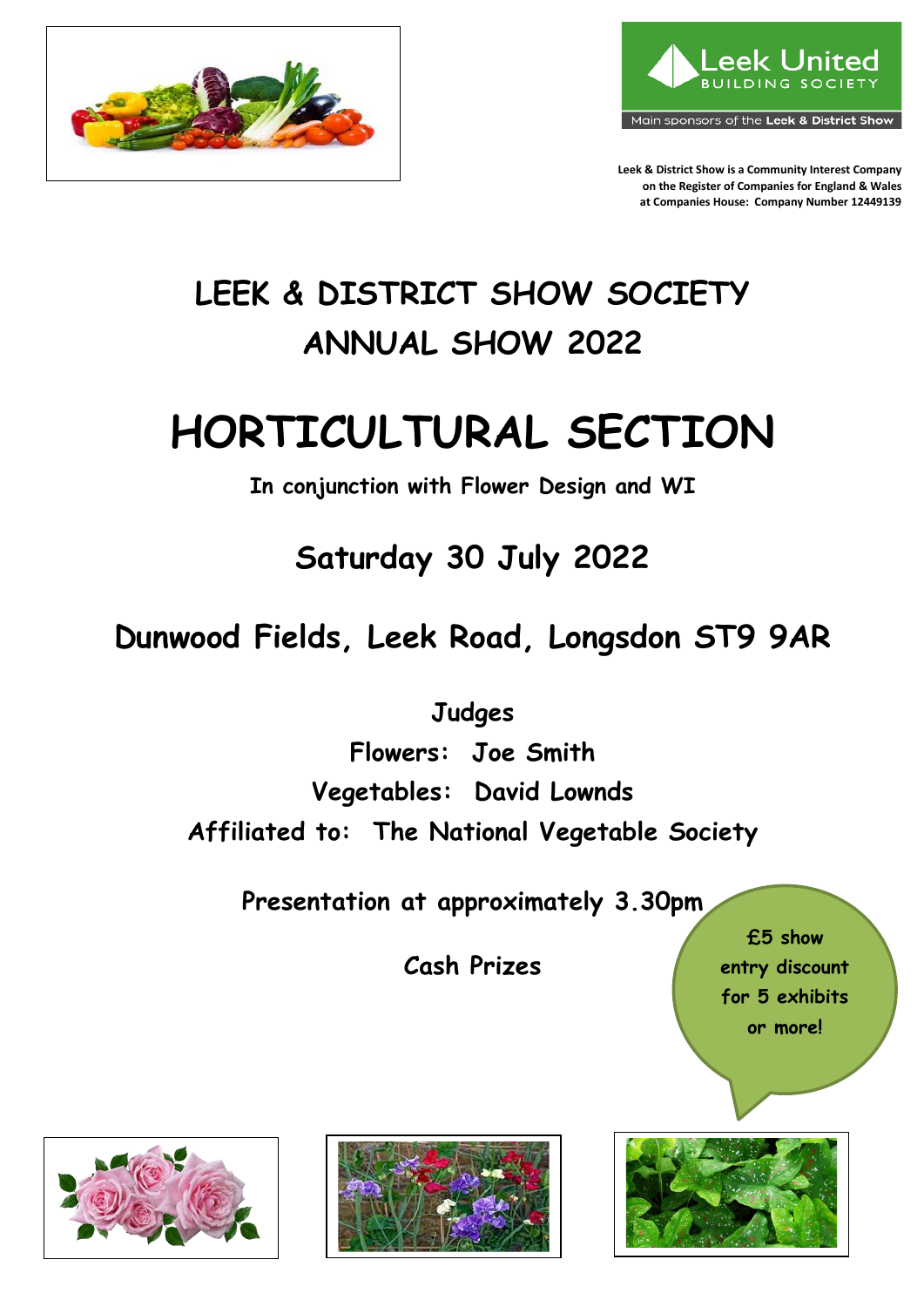Leek United BUILDING SOCIETY

Main sponsors of the **Leek & District Show**

**Leek & District Show is a Community Interest Company on the Register of Companies for England & Wales at Companies House: Company Number 12449139**

# LEEK & DISTRICT SHOW SOCIETY
# ANNUAL SHOW 2022

# HORTICULTURAL SECTION

**In conjunction with Flower Design and WI**

## Saturday 30 July 2022

## Dunwood Fields, Leek Road, Longsdon ST9 9AR

**Judges**

**Flowers: Joe Smith**

**Vegetables: David Lownds**

**Affiliated to: The National Vegetable Society**

**Presentation at approximately 3.30pm**

**Cash Prizes**

**£5 show entry discount for 5 exhibits or more!**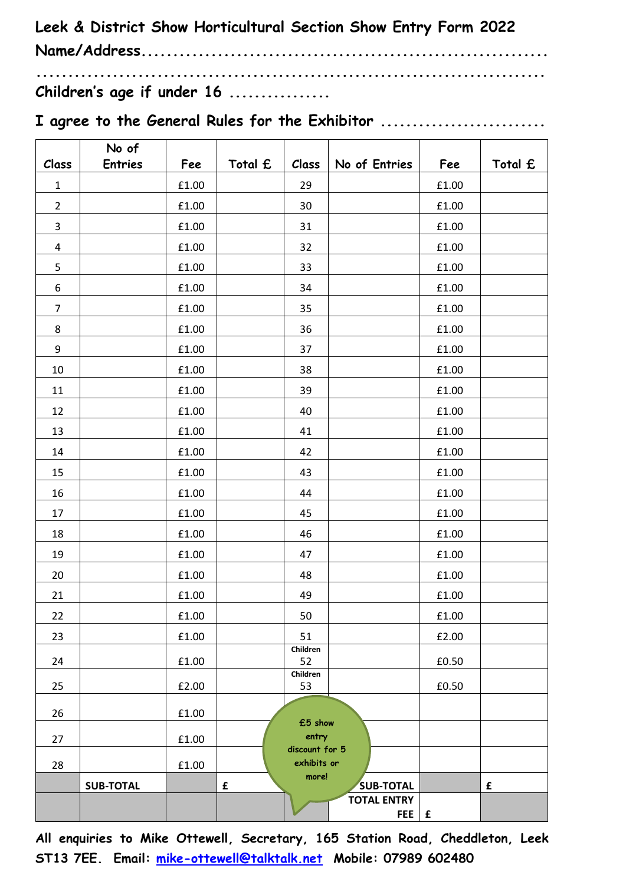**Leek & District Show Horticultural Section Show Entry Form 2022**

**Name/Address...............................................................**

**...............................................................................**

**Children's age if under 16 ................**

**I agree to the General Rules for the Exhibitor ..........................**

| Class | No of Entries | Fee | Total £ | Class | No of Entries | Fee | Total £ |
|---|---|---|---|---|---|---|---|
| 1 | | £1.00 | | 29 | | £1.00 | |
| 2 | | £1.00 | | 30 | | £1.00 | |
| 3 | | £1.00 | | 31 | | £1.00 | |
| 4 | | £1.00 | | 32 | | £1.00 | |
| 5 | | £1.00 | | 33 | | £1.00 | |
| 6 | | £1.00 | | 34 | | £1.00 | |
| 7 | | £1.00 | | 35 | | £1.00 | |
| 8 | | £1.00 | | 36 | | £1.00 | |
| 9 | | £1.00 | | 37 | | £1.00 | |
| 10 | | £1.00 | | 38 | | £1.00 | |
| 11 | | £1.00 | | 39 | | £1.00 | |
| 12 | | £1.00 | | 40 | | £1.00 | |
| 13 | | £1.00 | | 41 | | £1.00 | |
| 14 | | £1.00 | | 42 | | £1.00 | |
| 15 | | £1.00 | | 43 | | £1.00 | |
| 16 | | £1.00 | | 44 | | £1.00 | |
| 17 | | £1.00 | | 45 | | £1.00 | |
| 18 | | £1.00 | | 46 | | £1.00 | |
| 19 | | £1.00 | | 47 | | £1.00 | |
| 20 | | £1.00 | | 48 | | £1.00 | |
| 21 | | £1.00 | | 49 | | £1.00 | |
| 22 | | £1.00 | | 50 | | £1.00 | |
| 23 | | £1.00 | | 51 | | £2.00 | |
| 24 | | £1.00 | | Children 52 | | £0.50 | |
| 25 | | £2.00 | | Children 53 | | £0.50 | |
| 26 | | £1.00 | | | | | |
| 27 | | £1.00 | | | | | |
| 28 | | £1.00 | | | | | |
| | **SUB-TOTAL** | | **£** | | **SUB-TOTAL** | | **£** |
| | | | | | **TOTAL ENTRY FEE** | **£** | |

**£5 show entry discount for 5 exhibits or more!**

**All enquiries to Mike Ottewell, Secretary, 165 Station Road, Cheddleton, Leek ST13 7EE. Email: mike-ottewell@talktalk.net Mobile: 07989 602480**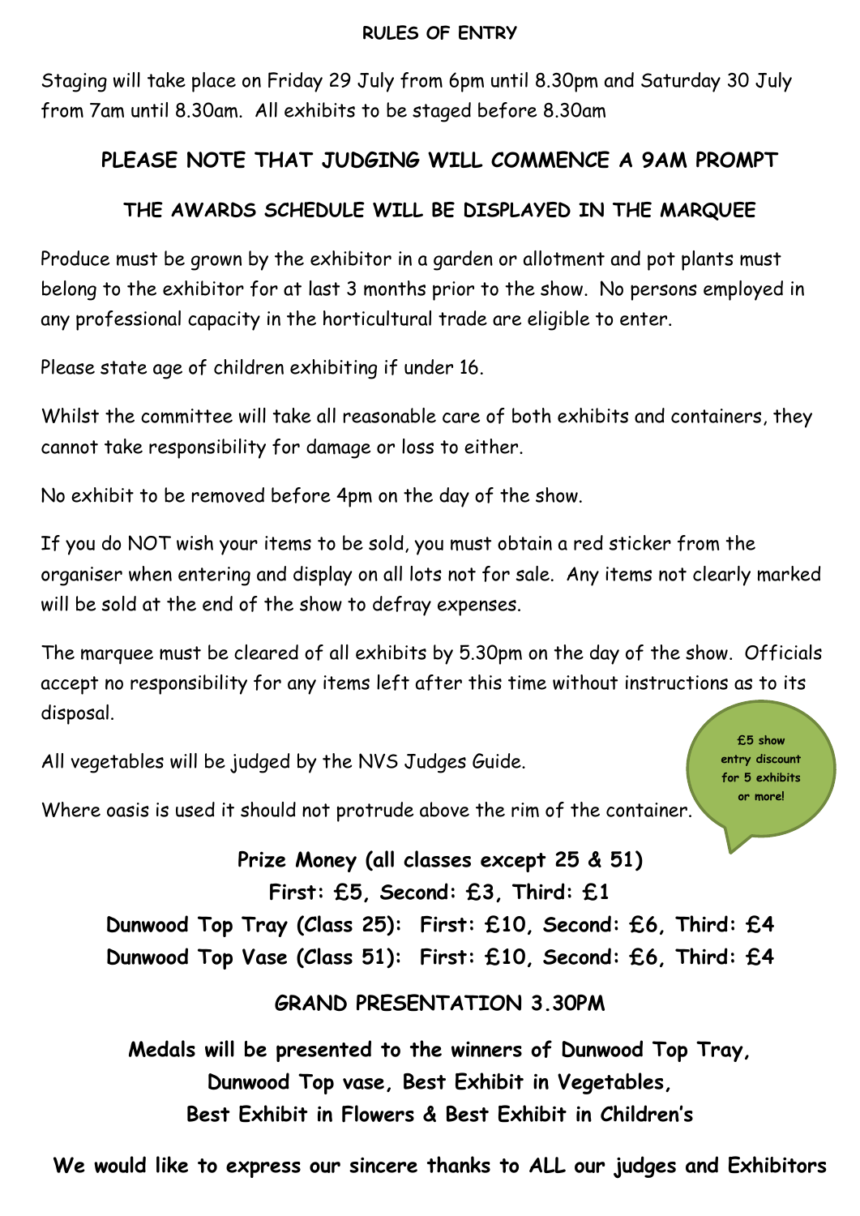## RULES OF ENTRY

Staging will take place on Friday 29 July from 6pm until 8.30pm and Saturday 30 July from 7am until 8.30am. All exhibits to be staged before 8.30am

### PLEASE NOTE THAT JUDGING WILL COMMENCE A 9AM PROMPT

### THE AWARDS SCHEDULE WILL BE DISPLAYED IN THE MARQUEE

Produce must be grown by the exhibitor in a garden or allotment and pot plants must belong to the exhibitor for at last 3 months prior to the show. No persons employed in any professional capacity in the horticultural trade are eligible to enter.

Please state age of children exhibiting if under 16.

Whilst the committee will take all reasonable care of both exhibits and containers, they cannot take responsibility for damage or loss to either.

No exhibit to be removed before 4pm on the day of the show.

If you do NOT wish your items to be sold, you must obtain a red sticker from the organiser when entering and display on all lots not for sale. Any items not clearly marked will be sold at the end of the show to defray expenses.

The marquee must be cleared of all exhibits by 5.30pm on the day of the show. Officials accept no responsibility for any items left after this time without instructions as to its disposal.

All vegetables will be judged by the NVS Judges Guide.

Where oasis is used it should not protrude above the rim of the container.

**£5 show entry discount for 5 exhibits or more!**

**Prize Money (all classes except 25 & 51)**

**First: £5, Second: £3, Third: £1**

**Dunwood Top Tray (Class 25): First: £10, Second: £6, Third: £4**

**Dunwood Top Vase (Class 51): First: £10, Second: £6, Third: £4**

### GRAND PRESENTATION 3.30PM

**Medals will be presented to the winners of Dunwood Top Tray, Dunwood Top vase, Best Exhibit in Vegetables, Best Exhibit in Flowers & Best Exhibit in Children's**

**We would like to express our sincere thanks to ALL our judges and Exhibitors**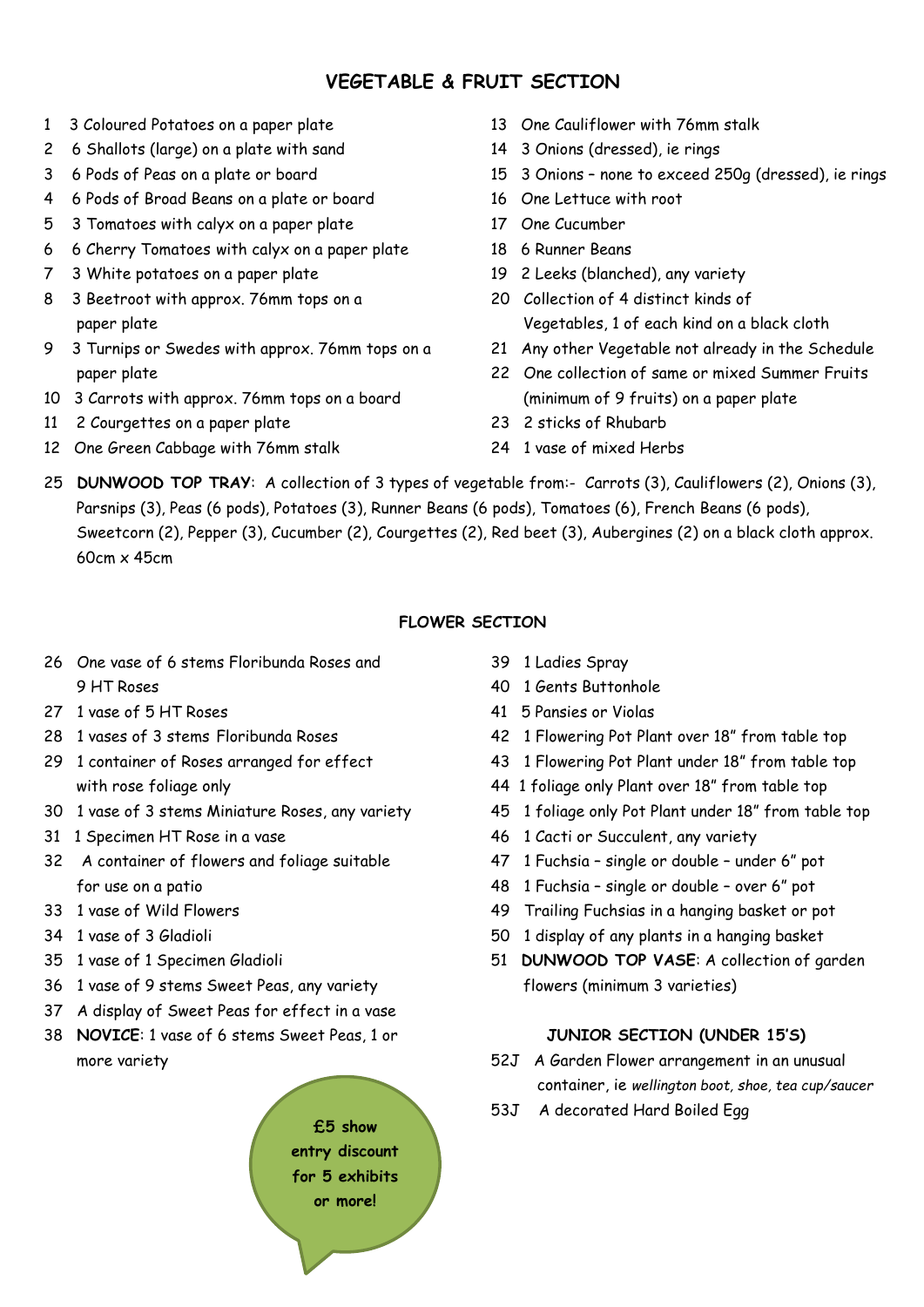## VEGETABLE & FRUIT SECTION

1 3 Coloured Potatoes on a paper plate
2 6 Shallots (large) on a plate with sand
3 6 Pods of Peas on a plate or board
4 6 Pods of Broad Beans on a plate or board
5 3 Tomatoes with calyx on a paper plate
6 6 Cherry Tomatoes with calyx on a paper plate
7 3 White potatoes on a paper plate
8 3 Beetroot with approx. 76mm tops on a paper plate
9 3 Turnips or Swedes with approx. 76mm tops on a paper plate
10 3 Carrots with approx. 76mm tops on a board
11 2 Courgettes on a paper plate
12 One Green Cabbage with 76mm stalk
13 One Cauliflower with 76mm stalk
14 3 Onions (dressed), ie rings
15 3 Onions – none to exceed 250g (dressed), ie rings
16 One Lettuce with root
17 One Cucumber
18 6 Runner Beans
19 2 Leeks (blanched), any variety
20 Collection of 4 distinct kinds of Vegetables, 1 of each kind on a black cloth
21 Any other Vegetable not already in the Schedule
22 One collection of same or mixed Summer Fruits (minimum of 9 fruits) on a paper plate
23 2 sticks of Rhubarb
24 1 vase of mixed Herbs
25 **DUNWOOD TOP TRAY**: A collection of 3 types of vegetable from:- Carrots (3), Cauliflowers (2), Onions (3), Parsnips (3), Peas (6 pods), Potatoes (3), Runner Beans (6 pods), Tomatoes (6), French Beans (6 pods), Sweetcorn (2), Pepper (3), Cucumber (2), Courgettes (2), Red beet (3), Aubergines (2) on a black cloth approx. 60cm x 45cm

## FLOWER SECTION

26 One vase of 6 stems Floribunda Roses and 9 HT Roses
27 1 vase of 5 HT Roses
28 1 vases of 3 stems Floribunda Roses
29 1 container of Roses arranged for effect with rose foliage only
30 1 vase of 3 stems Miniature Roses, any variety
31 1 Specimen HT Rose in a vase
32 A container of flowers and foliage suitable for use on a patio
33 1 vase of Wild Flowers
34 1 vase of 3 Gladioli
35 1 vase of 1 Specimen Gladioli
36 1 vase of 9 stems Sweet Peas, any variety
37 A display of Sweet Peas for effect in a vase
38 **NOVICE**: 1 vase of 6 stems Sweet Peas, 1 or more variety
39 1 Ladies Spray
40 1 Gents Buttonhole
41 5 Pansies or Violas
42 1 Flowering Pot Plant over 18" from table top
43 1 Flowering Pot Plant under 18" from table top
44 1 foliage only Plant over 18" from table top
45 1 foliage only Pot Plant under 18" from table top
46 1 Cacti or Succulent, any variety
47 1 Fuchsia – single or double – under 6" pot
48 1 Fuchsia – single or double – over 6" pot
49 Trailing Fuchsias in a hanging basket or pot
50 1 display of any plants in a hanging basket
51 **DUNWOOD TOP VASE**: A collection of garden flowers (minimum 3 varieties)

**£5 show entry discount for 5 exhibits or more!**

## JUNIOR SECTION (UNDER 15'S)

52J A Garden Flower arrangement in an unusual container, ie *wellington boot, shoe, tea cup/saucer*
53J A decorated Hard Boiled Egg